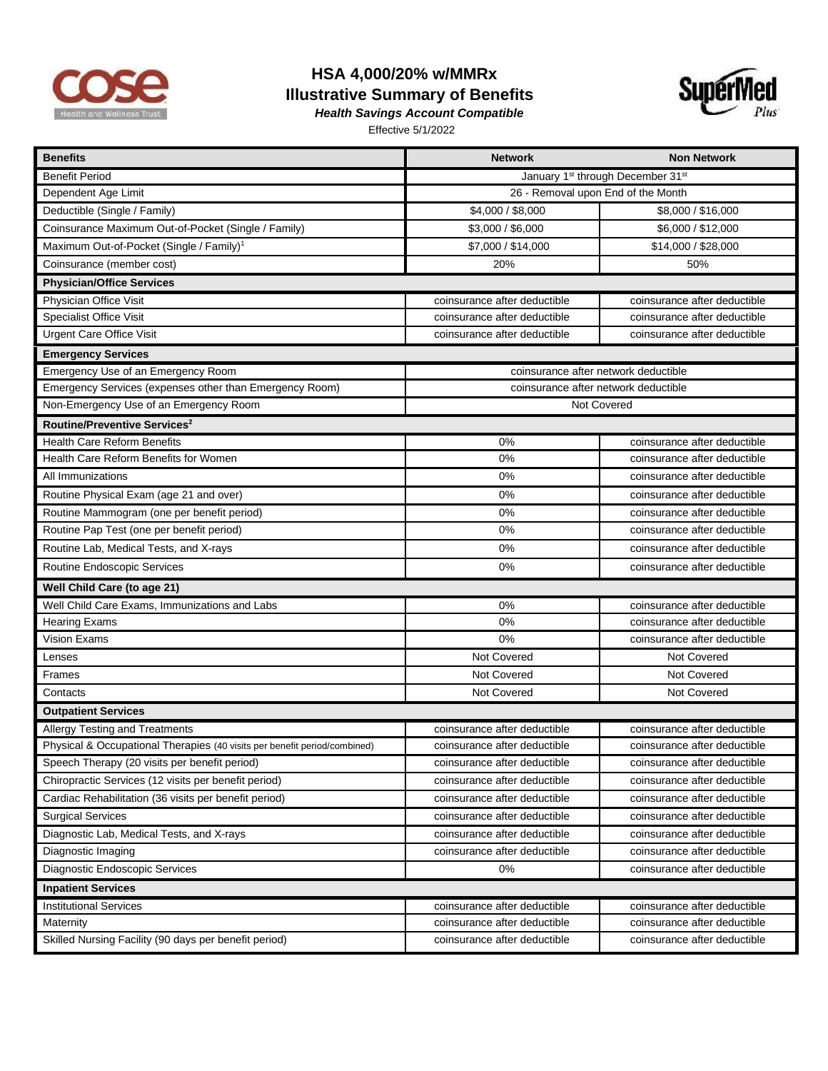# HSA 4,000/20% w/MMRx

## Illustrative Summary of Benefits

***Health Savings Account Compatible***

Effective 5/1/2022

| Benefits | Network | Non Network |
|---|---|---|
| Benefit Period | January 1st through December 31st | |
| Dependent Age Limit | 26 - Removal upon End of the Month | |
| Deductible (Single / Family) | $4,000 / $8,000 | $8,000 / $16,000 |
| Coinsurance Maximum Out-of-Pocket (Single / Family) | $3,000 / $6,000 | $6,000 / $12,000 |
| Maximum Out-of-Pocket (Single / Family)[1] | $7,000 / $14,000 | $14,000 / $28,000 |
| Coinsurance (member cost) | 20% | 50% |
| **Physician/Office Services** | | |
| Physician Office Visit | coinsurance after deductible | coinsurance after deductible |
| Specialist Office Visit | coinsurance after deductible | coinsurance after deductible |
| Urgent Care Office Visit | coinsurance after deductible | coinsurance after deductible |
| **Emergency Services** | | |
| Emergency Use of an Emergency Room | coinsurance after network deductible | |
| Emergency Services (expenses other than Emergency Room) | coinsurance after network deductible | |
| Non-Emergency Use of an Emergency Room | Not Covered | |
| **Routine/Preventive Services[2]** | | |
| Health Care Reform Benefits | 0% | coinsurance after deductible |
| Health Care Reform Benefits for Women | 0% | coinsurance after deductible |
| All Immunizations | 0% | coinsurance after deductible |
| Routine Physical Exam (age 21 and over) | 0% | coinsurance after deductible |
| Routine Mammogram (one per benefit period) | 0% | coinsurance after deductible |
| Routine Pap Test (one per benefit period) | 0% | coinsurance after deductible |
| Routine Lab, Medical Tests, and X-rays | 0% | coinsurance after deductible |
| Routine Endoscopic Services | 0% | coinsurance after deductible |
| **Well Child Care (to age 21)** | | |
| Well Child Care Exams, Immunizations and Labs | 0% | coinsurance after deductible |
| Hearing Exams | 0% | coinsurance after deductible |
| Vision Exams | 0% | coinsurance after deductible |
| Lenses | Not Covered | Not Covered |
| Frames | Not Covered | Not Covered |
| Contacts | Not Covered | Not Covered |
| **Outpatient Services** | | |
| Allergy Testing and Treatments | coinsurance after deductible | coinsurance after deductible |
| Physical & Occupational Therapies (40 visits per benefit period/combined) | coinsurance after deductible | coinsurance after deductible |
| Speech Therapy (20 visits per benefit period) | coinsurance after deductible | coinsurance after deductible |
| Chiropractic Services (12 visits per benefit period) | coinsurance after deductible | coinsurance after deductible |
| Cardiac Rehabilitation (36 visits per benefit period) | coinsurance after deductible | coinsurance after deductible |
| Surgical Services | coinsurance after deductible | coinsurance after deductible |
| Diagnostic Lab, Medical Tests, and X-rays | coinsurance after deductible | coinsurance after deductible |
| Diagnostic Imaging | coinsurance after deductible | coinsurance after deductible |
| Diagnostic Endoscopic Services | 0% | coinsurance after deductible |
| **Inpatient Services** | | |
| Institutional Services | coinsurance after deductible | coinsurance after deductible |
| Maternity | coinsurance after deductible | coinsurance after deductible |
| Skilled Nursing Facility (90 days per benefit period) | coinsurance after deductible | coinsurance after deductible |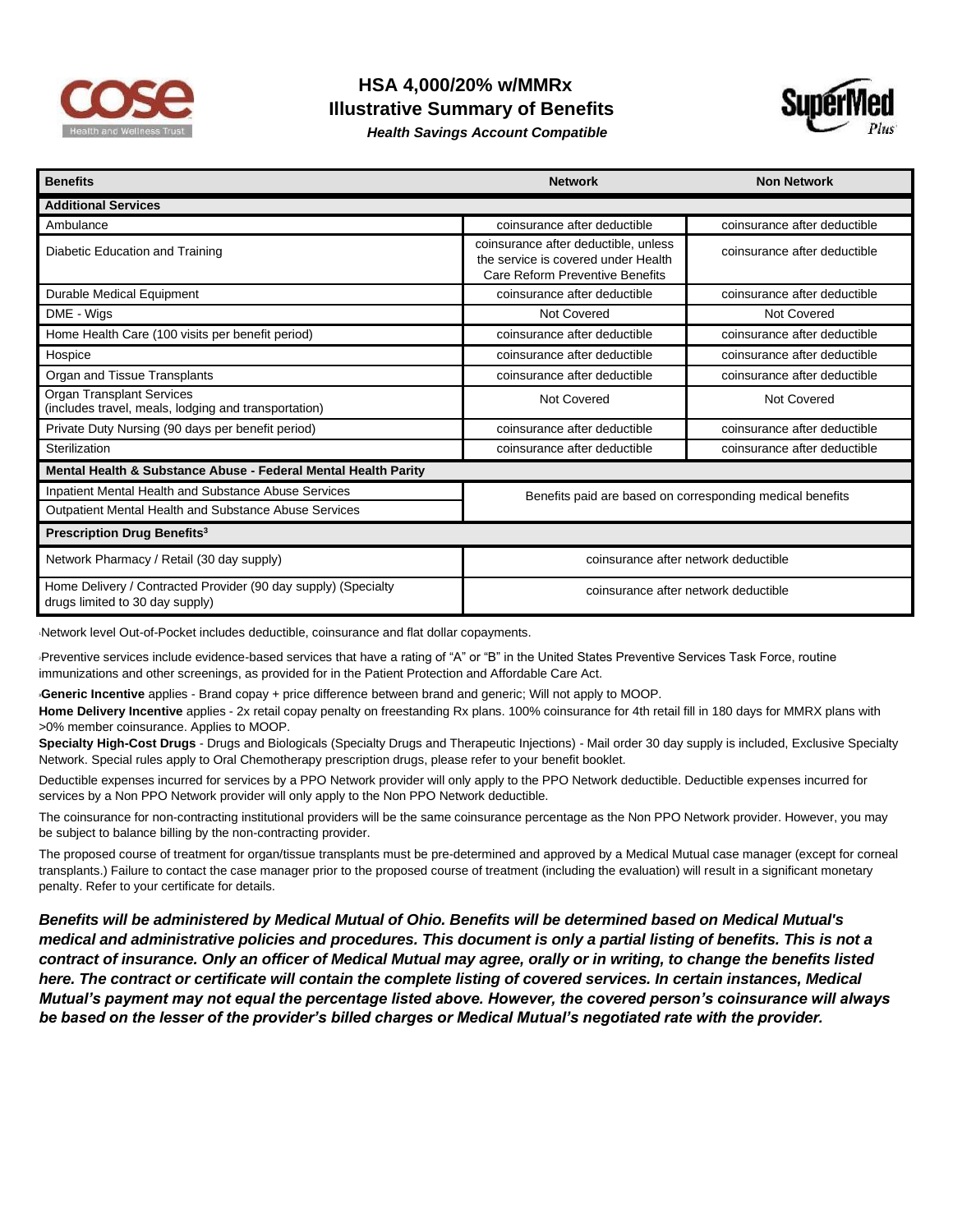# HSA 4,000/20% w/MMRx
## Illustrative Summary of Benefits
***Health Savings Account Compatible***

| Benefits | Network | Non Network |
|---|---|---|
| **Additional Services** | | |
| Ambulance | coinsurance after deductible | coinsurance after deductible |
| Diabetic Education and Training | coinsurance after deductible, unless the service is covered under Health Care Reform Preventive Benefits | coinsurance after deductible |
| Durable Medical Equipment | coinsurance after deductible | coinsurance after deductible |
| DME - Wigs | Not Covered | Not Covered |
| Home Health Care (100 visits per benefit period) | coinsurance after deductible | coinsurance after deductible |
| Hospice | coinsurance after deductible | coinsurance after deductible |
| Organ and Tissue Transplants | coinsurance after deductible | coinsurance after deductible |
| Organ Transplant Services (includes travel, meals, lodging and transportation) | Not Covered | Not Covered |
| Private Duty Nursing (90 days per benefit period) | coinsurance after deductible | coinsurance after deductible |
| Sterilization | coinsurance after deductible | coinsurance after deductible |
| **Mental Health & Substance Abuse - Federal Mental Health Parity** | | |
| Inpatient Mental Health and Substance Abuse Services | Benefits paid are based on corresponding medical benefits | |
| Outpatient Mental Health and Substance Abuse Services | | |
| **Prescription Drug Benefits[3]** | | |
| Network Pharmacy / Retail (30 day supply) | coinsurance after network deductible | |
| Home Delivery / Contracted Provider (90 day supply) (Specialty drugs limited to 30 day supply) | coinsurance after network deductible | |

[1]Network level Out-of-Pocket includes deductible, coinsurance and flat dollar copayments.

[2]Preventive services include evidence-based services that have a rating of "A" or "B" in the United States Preventive Services Task Force, routine immunizations and other screenings, as provided for in the Patient Protection and Affordable Care Act.

[3]**Generic Incentive** applies - Brand copay + price difference between brand and generic; Will not apply to MOOP.

**Home Delivery Incentive** applies - 2x retail copay penalty on freestanding Rx plans. 100% coinsurance for 4th retail fill in 180 days for MMRX plans with >0% member coinsurance. Applies to MOOP.

**Specialty High-Cost Drugs** - Drugs and Biologicals (Specialty Drugs and Therapeutic Injections) - Mail order 30 day supply is included, Exclusive Specialty Network. Special rules apply to Oral Chemotherapy prescription drugs, please refer to your benefit booklet.

Deductible expenses incurred for services by a PPO Network provider will only apply to the PPO Network deductible. Deductible expenses incurred for services by a Non PPO Network provider will only apply to the Non PPO Network deductible.

The coinsurance for non-contracting institutional providers will be the same coinsurance percentage as the Non PPO Network provider. However, you may be subject to balance billing by the non-contracting provider.

The proposed course of treatment for organ/tissue transplants must be pre-determined and approved by a Medical Mutual case manager (except for corneal transplants.) Failure to contact the case manager prior to the proposed course of treatment (including the evaluation) will result in a significant monetary penalty. Refer to your certificate for details.

***Benefits will be administered by Medical Mutual of Ohio. Benefits will be determined based on Medical Mutual's medical and administrative policies and procedures. This document is only a partial listing of benefits. This is not a contract of insurance. Only an officer of Medical Mutual may agree, orally or in writing, to change the benefits listed here. The contract or certificate will contain the complete listing of covered services. In certain instances, Medical Mutual's payment may not equal the percentage listed above. However, the covered person's coinsurance will always be based on the lesser of the provider's billed charges or Medical Mutual's negotiated rate with the provider.***